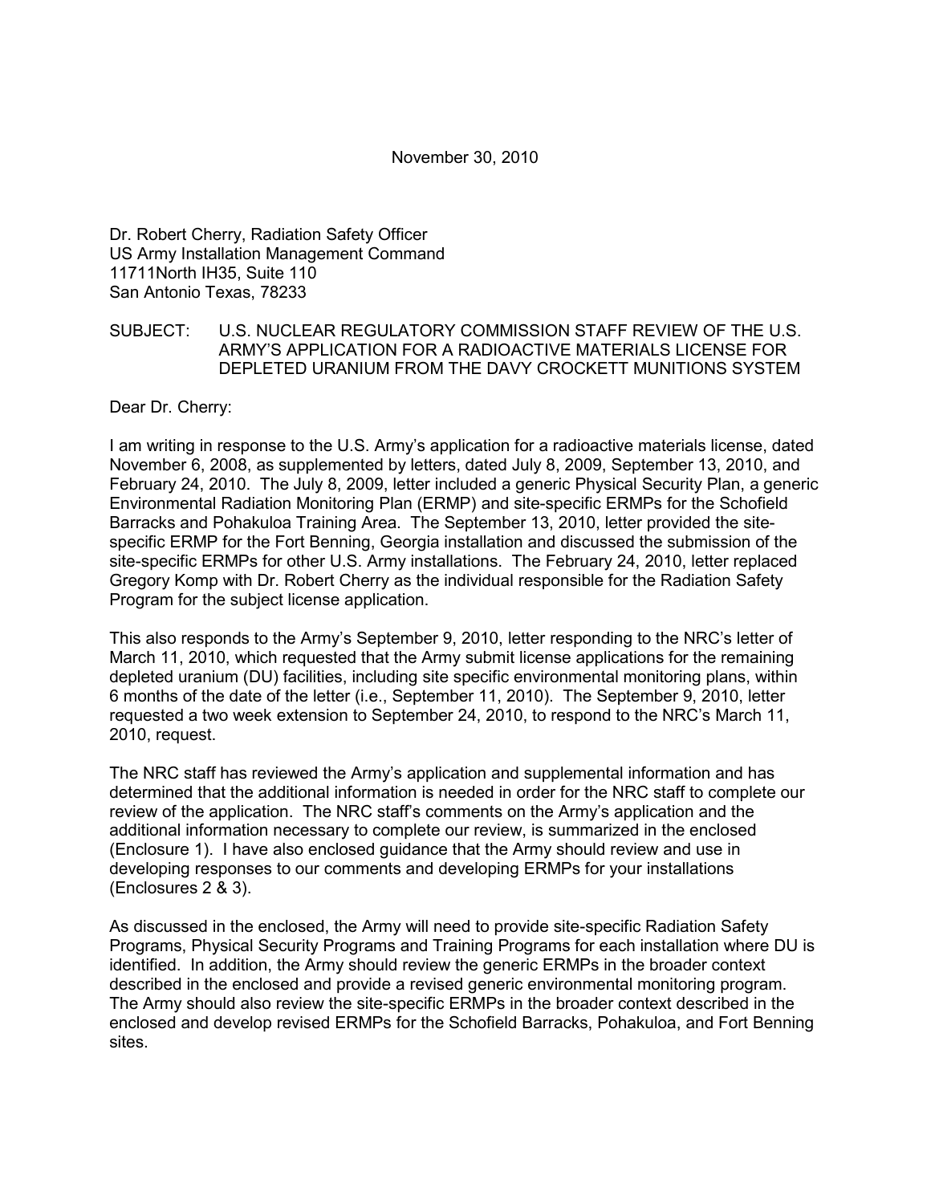November 30, 2010

Dr. Robert Cherry, Radiation Safety Officer
US Army Installation Management Command
11711North IH35, Suite 110
San Antonio Texas, 78233

SUBJECT: U.S. NUCLEAR REGULATORY COMMISSION STAFF REVIEW OF THE U.S. ARMY'S APPLICATION FOR A RADIOACTIVE MATERIALS LICENSE FOR DEPLETED URANIUM FROM THE DAVY CROCKETT MUNITIONS SYSTEM

Dear Dr. Cherry:

I am writing in response to the U.S. Army's application for a radioactive materials license, dated November 6, 2008, as supplemented by letters, dated July 8, 2009, September 13, 2010, and February 24, 2010. The July 8, 2009, letter included a generic Physical Security Plan, a generic Environmental Radiation Monitoring Plan (ERMP) and site-specific ERMPs for the Schofield Barracks and Pohakuloa Training Area. The September 13, 2010, letter provided the site-specific ERMP for the Fort Benning, Georgia installation and discussed the submission of the site-specific ERMPs for other U.S. Army installations. The February 24, 2010, letter replaced Gregory Komp with Dr. Robert Cherry as the individual responsible for the Radiation Safety Program for the subject license application.

This also responds to the Army's September 9, 2010, letter responding to the NRC's letter of March 11, 2010, which requested that the Army submit license applications for the remaining depleted uranium (DU) facilities, including site specific environmental monitoring plans, within 6 months of the date of the letter (i.e., September 11, 2010). The September 9, 2010, letter requested a two week extension to September 24, 2010, to respond to the NRC's March 11, 2010, request.

The NRC staff has reviewed the Army's application and supplemental information and has determined that the additional information is needed in order for the NRC staff to complete our review of the application. The NRC staff's comments on the Army's application and the additional information necessary to complete our review, is summarized in the enclosed (Enclosure 1). I have also enclosed guidance that the Army should review and use in developing responses to our comments and developing ERMPs for your installations (Enclosures 2 & 3).

As discussed in the enclosed, the Army will need to provide site-specific Radiation Safety Programs, Physical Security Programs and Training Programs for each installation where DU is identified. In addition, the Army should review the generic ERMPs in the broader context described in the enclosed and provide a revised generic environmental monitoring program. The Army should also review the site-specific ERMPs in the broader context described in the enclosed and develop revised ERMPs for the Schofield Barracks, Pohakuloa, and Fort Benning sites.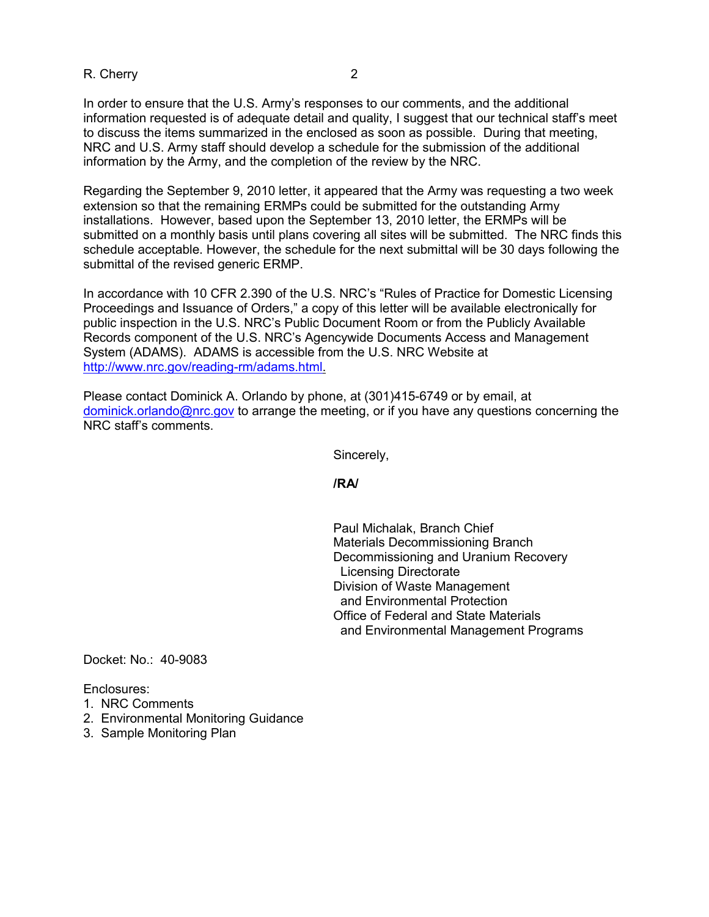In order to ensure that the U.S. Army's responses to our comments, and the additional information requested is of adequate detail and quality, I suggest that our technical staff's meet to discuss the items summarized in the enclosed as soon as possible. During that meeting, NRC and U.S. Army staff should develop a schedule for the submission of the additional information by the Army, and the completion of the review by the NRC.

Regarding the September 9, 2010 letter, it appeared that the Army was requesting a two week extension so that the remaining ERMPs could be submitted for the outstanding Army installations. However, based upon the September 13, 2010 letter, the ERMPs will be submitted on a monthly basis until plans covering all sites will be submitted. The NRC finds this schedule acceptable. However, the schedule for the next submittal will be 30 days following the submittal of the revised generic ERMP.

In accordance with 10 CFR 2.390 of the U.S. NRC's "Rules of Practice for Domestic Licensing Proceedings and Issuance of Orders," a copy of this letter will be available electronically for public inspection in the U.S. NRC's Public Document Room or from the Publicly Available Records component of the U.S. NRC's Agencywide Documents Access and Management System (ADAMS). ADAMS is accessible from the U.S. NRC Website at http://www.nrc.gov/reading-rm/adams.html.

Please contact Dominick A. Orlando by phone, at (301)415-6749 or by email, at dominick.orlando@nrc.gov to arrange the meeting, or if you have any questions concerning the NRC staff's comments.

Sincerely,

**/RA/**

Paul Michalak, Branch Chief
Materials Decommissioning Branch
Decommissioning and Uranium Recovery
Licensing Directorate
Division of Waste Management
and Environmental Protection
Office of Federal and State Materials
and Environmental Management Programs

Docket: No.: 40-9083

Enclosures:
1. NRC Comments
2. Environmental Monitoring Guidance
3. Sample Monitoring Plan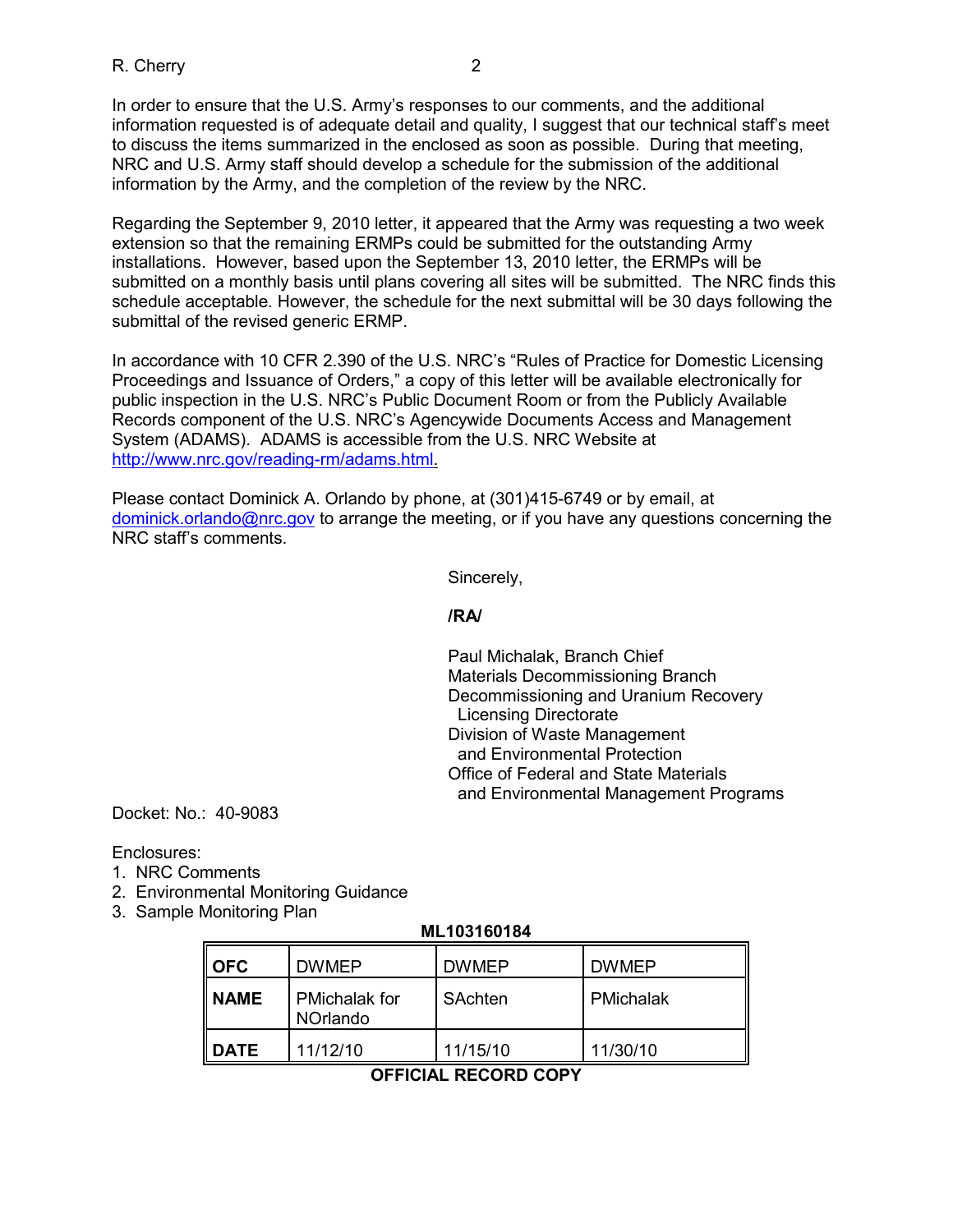In order to ensure that the U.S. Army's responses to our comments, and the additional information requested is of adequate detail and quality, I suggest that our technical staff's meet to discuss the items summarized in the enclosed as soon as possible. During that meeting, NRC and U.S. Army staff should develop a schedule for the submission of the additional information by the Army, and the completion of the review by the NRC.

Regarding the September 9, 2010 letter, it appeared that the Army was requesting a two week extension so that the remaining ERMPs could be submitted for the outstanding Army installations. However, based upon the September 13, 2010 letter, the ERMPs will be submitted on a monthly basis until plans covering all sites will be submitted. The NRC finds this schedule acceptable. However, the schedule for the next submittal will be 30 days following the submittal of the revised generic ERMP.

In accordance with 10 CFR 2.390 of the U.S. NRC's "Rules of Practice for Domestic Licensing Proceedings and Issuance of Orders," a copy of this letter will be available electronically for public inspection in the U.S. NRC's Public Document Room or from the Publicly Available Records component of the U.S. NRC's Agencywide Documents Access and Management System (ADAMS). ADAMS is accessible from the U.S. NRC Website at http://www.nrc.gov/reading-rm/adams.html.

Please contact Dominick A. Orlando by phone, at (301)415-6749 or by email, at dominick.orlando@nrc.gov to arrange the meeting, or if you have any questions concerning the NRC staff's comments.

Sincerely,

**/RA/**

Paul Michalak, Branch Chief
Materials Decommissioning Branch
Decommissioning and Uranium Recovery
Licensing Directorate
Division of Waste Management
and Environmental Protection
Office of Federal and State Materials
and Environmental Management Programs

Docket: No.: 40-9083

Enclosures:
1. NRC Comments
2. Environmental Monitoring Guidance
3. Sample Monitoring Plan

**ML103160184**

| **OFC** | DWMEP | DWMEP | DWMEP |
|---|---|---|---|
| **NAME** | PMichalak for NOrlando | SAchten | PMichalak |
| **DATE** | 11/12/10 | 11/15/10 | 11/30/10 |

**OFFICIAL RECORD COPY**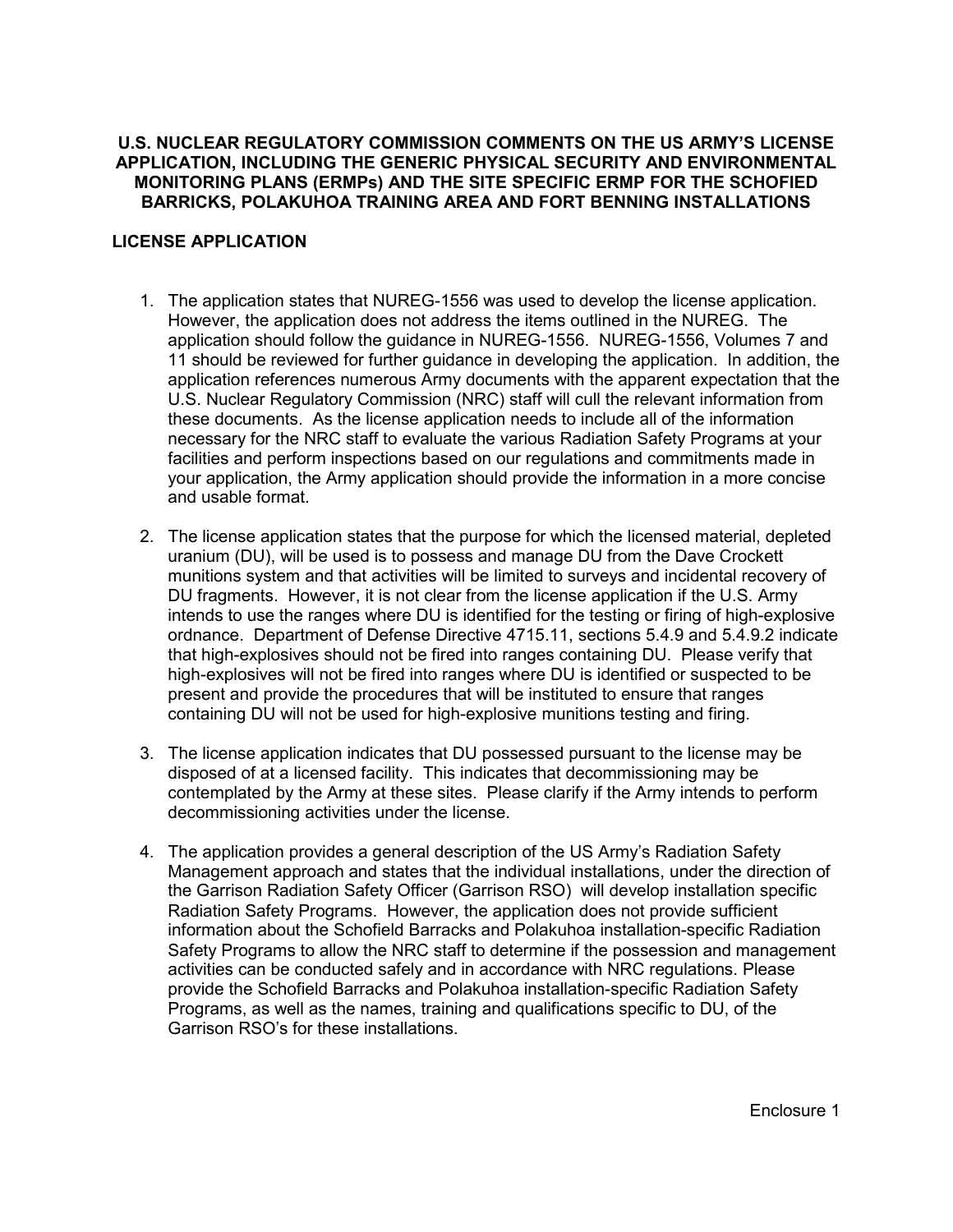# U.S. NUCLEAR REGULATORY COMMISSION COMMENTS ON THE US ARMY'S LICENSE APPLICATION, INCLUDING THE GENERIC PHYSICAL SECURITY AND ENVIRONMENTAL MONITORING PLANS (ERMPs) AND THE SITE SPECIFIC ERMP FOR THE SCHOFIED BARRICKS, POLAKUHOA TRAINING AREA AND FORT BENNING INSTALLATIONS

## LICENSE APPLICATION

1. The application states that NUREG-1556 was used to develop the license application. However, the application does not address the items outlined in the NUREG. The application should follow the guidance in NUREG-1556. NUREG-1556, Volumes 7 and 11 should be reviewed for further guidance in developing the application. In addition, the application references numerous Army documents with the apparent expectation that the U.S. Nuclear Regulatory Commission (NRC) staff will cull the relevant information from these documents. As the license application needs to include all of the information necessary for the NRC staff to evaluate the various Radiation Safety Programs at your facilities and perform inspections based on our regulations and commitments made in your application, the Army application should provide the information in a more concise and usable format.

2. The license application states that the purpose for which the licensed material, depleted uranium (DU), will be used is to possess and manage DU from the Dave Crockett munitions system and that activities will be limited to surveys and incidental recovery of DU fragments. However, it is not clear from the license application if the U.S. Army intends to use the ranges where DU is identified for the testing or firing of high-explosive ordnance. Department of Defense Directive 4715.11, sections 5.4.9 and 5.4.9.2 indicate that high-explosives should not be fired into ranges containing DU. Please verify that high-explosives will not be fired into ranges where DU is identified or suspected to be present and provide the procedures that will be instituted to ensure that ranges containing DU will not be used for high-explosive munitions testing and firing.

3. The license application indicates that DU possessed pursuant to the license may be disposed of at a licensed facility. This indicates that decommissioning may be contemplated by the Army at these sites. Please clarify if the Army intends to perform decommissioning activities under the license.

4. The application provides a general description of the US Army's Radiation Safety Management approach and states that the individual installations, under the direction of the Garrison Radiation Safety Officer (Garrison RSO) will develop installation specific Radiation Safety Programs. However, the application does not provide sufficient information about the Schofield Barracks and Polakuhoa installation-specific Radiation Safety Programs to allow the NRC staff to determine if the possession and management activities can be conducted safely and in accordance with NRC regulations. Please provide the Schofield Barracks and Polakuhoa installation-specific Radiation Safety Programs, as well as the names, training and qualifications specific to DU, of the Garrison RSO's for these installations.

Enclosure 1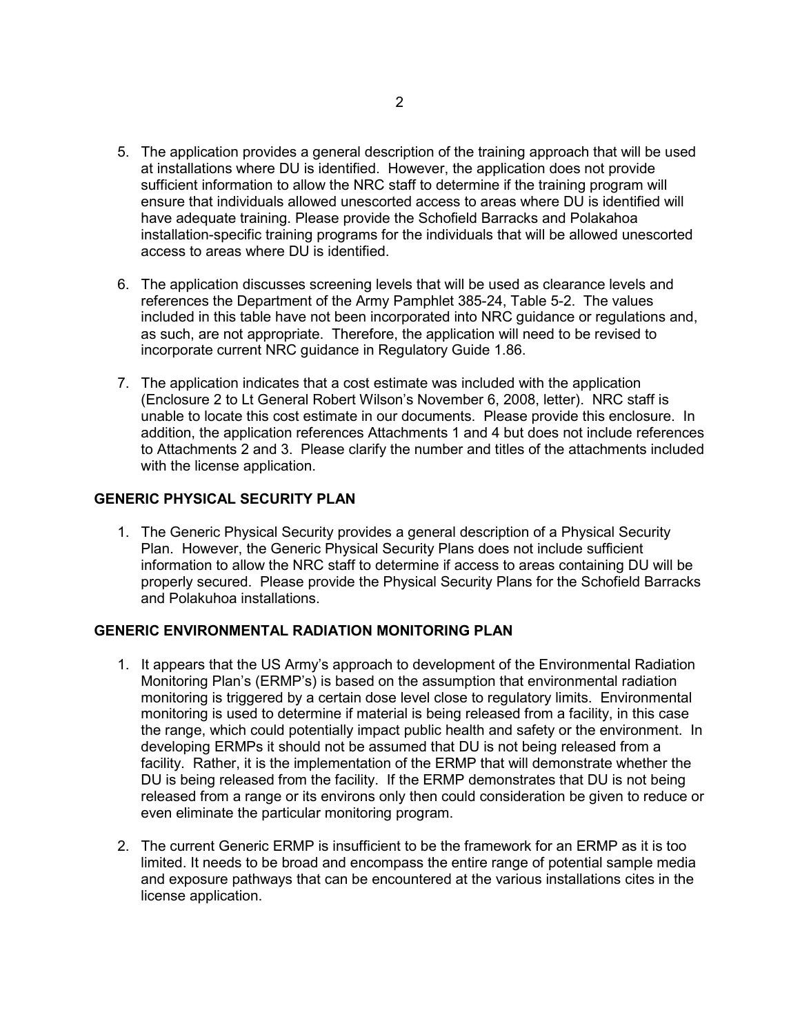5. The application provides a general description of the training approach that will be used at installations where DU is identified. However, the application does not provide sufficient information to allow the NRC staff to determine if the training program will ensure that individuals allowed unescorted access to areas where DU is identified will have adequate training. Please provide the Schofield Barracks and Polakahoa installation-specific training programs for the individuals that will be allowed unescorted access to areas where DU is identified.

6. The application discusses screening levels that will be used as clearance levels and references the Department of the Army Pamphlet 385-24, Table 5-2. The values included in this table have not been incorporated into NRC guidance or regulations and, as such, are not appropriate. Therefore, the application will need to be revised to incorporate current NRC guidance in Regulatory Guide 1.86.

7. The application indicates that a cost estimate was included with the application (Enclosure 2 to Lt General Robert Wilson's November 6, 2008, letter). NRC staff is unable to locate this cost estimate in our documents. Please provide this enclosure. In addition, the application references Attachments 1 and 4 but does not include references to Attachments 2 and 3. Please clarify the number and titles of the attachments included with the license application.

## GENERIC PHYSICAL SECURITY PLAN

1. The Generic Physical Security provides a general description of a Physical Security Plan. However, the Generic Physical Security Plans does not include sufficient information to allow the NRC staff to determine if access to areas containing DU will be properly secured. Please provide the Physical Security Plans for the Schofield Barracks and Polakuhoa installations.

## GENERIC ENVIRONMENTAL RADIATION MONITORING PLAN

1. It appears that the US Army's approach to development of the Environmental Radiation Monitoring Plan's (ERMP's) is based on the assumption that environmental radiation monitoring is triggered by a certain dose level close to regulatory limits. Environmental monitoring is used to determine if material is being released from a facility, in this case the range, which could potentially impact public health and safety or the environment. In developing ERMPs it should not be assumed that DU is not being released from a facility. Rather, it is the implementation of the ERMP that will demonstrate whether the DU is being released from the facility. If the ERMP demonstrates that DU is not being released from a range or its environs only then could consideration be given to reduce or even eliminate the particular monitoring program.

2. The current Generic ERMP is insufficient to be the framework for an ERMP as it is too limited. It needs to be broad and encompass the entire range of potential sample media and exposure pathways that can be encountered at the various installations cites in the license application.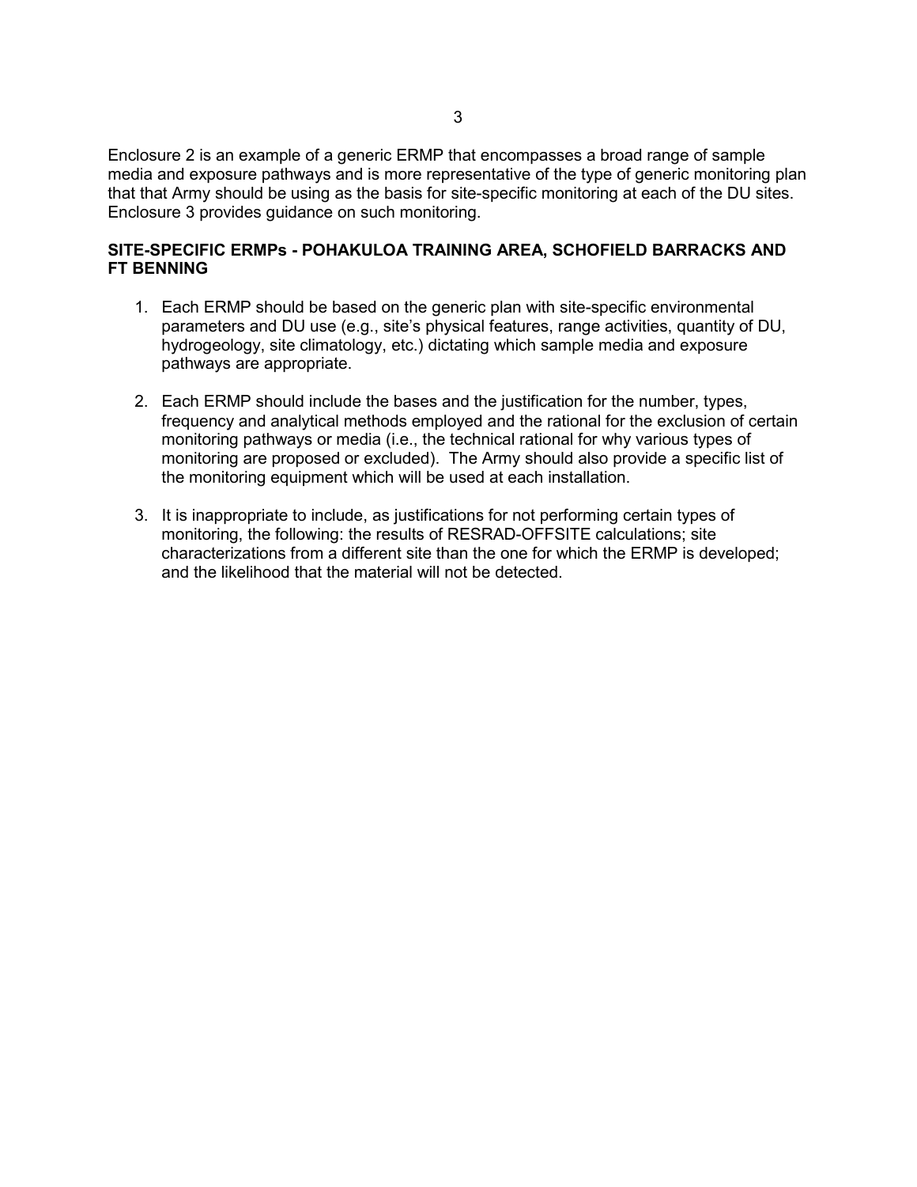Enclosure 2 is an example of a generic ERMP that encompasses a broad range of sample media and exposure pathways and is more representative of the type of generic monitoring plan that that Army should be using as the basis for site-specific monitoring at each of the DU sites. Enclosure 3 provides guidance on such monitoring.

**SITE-SPECIFIC ERMPs - POHAKULOA TRAINING AREA, SCHOFIELD BARRACKS AND FT BENNING**

1. Each ERMP should be based on the generic plan with site-specific environmental parameters and DU use (e.g., site's physical features, range activities, quantity of DU, hydrogeology, site climatology, etc.) dictating which sample media and exposure pathways are appropriate.
2. Each ERMP should include the bases and the justification for the number, types, frequency and analytical methods employed and the rational for the exclusion of certain monitoring pathways or media (i.e., the technical rational for why various types of monitoring are proposed or excluded). The Army should also provide a specific list of the monitoring equipment which will be used at each installation.
3. It is inappropriate to include, as justifications for not performing certain types of monitoring, the following: the results of RESRAD-OFFSITE calculations; site characterizations from a different site than the one for which the ERMP is developed; and the likelihood that the material will not be detected.